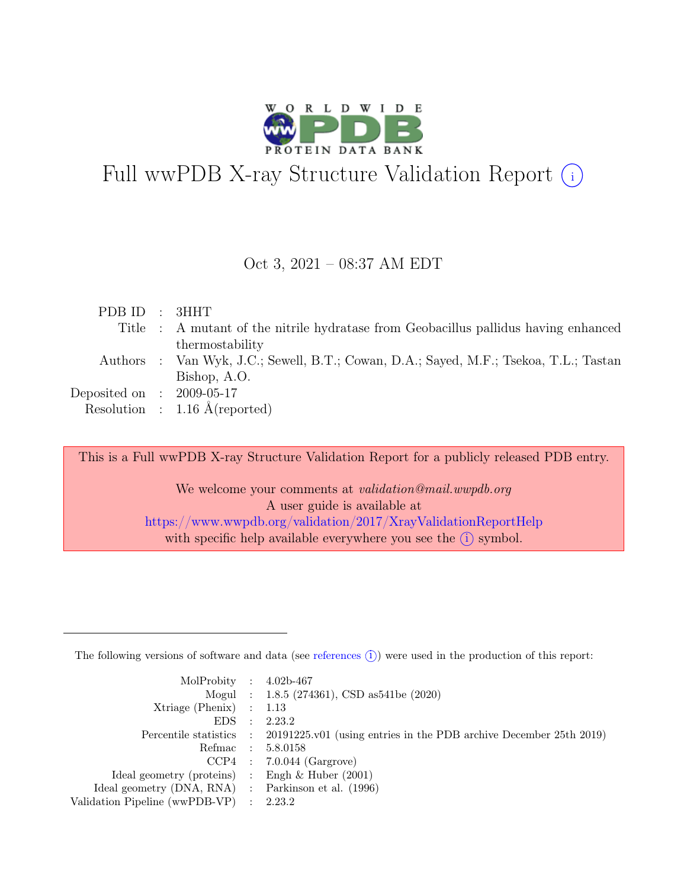# Full wwPDB X-ray Structure Validation Report ⓘ

Oct 3, 2021 – 08:37 AM EDT

| | | |
|---|---|---|
| PDB ID | : | 3HHT |
| Title | : | A mutant of the nitrile hydratase from Geobacillus pallidus having enhanced thermostability |
| Authors | : | Van Wyk, J.C.; Sewell, B.T.; Cowan, D.A.; Sayed, M.F.; Tsekoa, T.L.; Tastan Bishop, A.O. |
| Deposited on | : | 2009-05-17 |
| Resolution | : | 1.16 Å(reported) |

This is a Full wwPDB X-ray Structure Validation Report for a publicly released PDB entry.

We welcome your comments at *validation@mail.wwpdb.org*
A user guide is available at
https://www.wwpdb.org/validation/2017/XrayValidationReportHelp
with specific help available everywhere you see the ⓘ symbol.

The following versions of software and data (see references ⓘ) were used in the production of this report:

| | | |
|---|---|---|
| MolProbity | : | 4.02b-467 |
| Mogul | : | 1.8.5 (274361), CSD as541be (2020) |
| Xtriage (Phenix) | : | 1.13 |
| EDS | : | 2.23.2 |
| Percentile statistics | : | 20191225.v01 (using entries in the PDB archive December 25th 2019) |
| Refmac | : | 5.8.0158 |
| CCP4 | : | 7.0.044 (Gargrove) |
| Ideal geometry (proteins) | : | Engh & Huber (2001) |
| Ideal geometry (DNA, RNA) | : | Parkinson et al. (1996) |
| Validation Pipeline (wwPDB-VP) | : | 2.23.2 |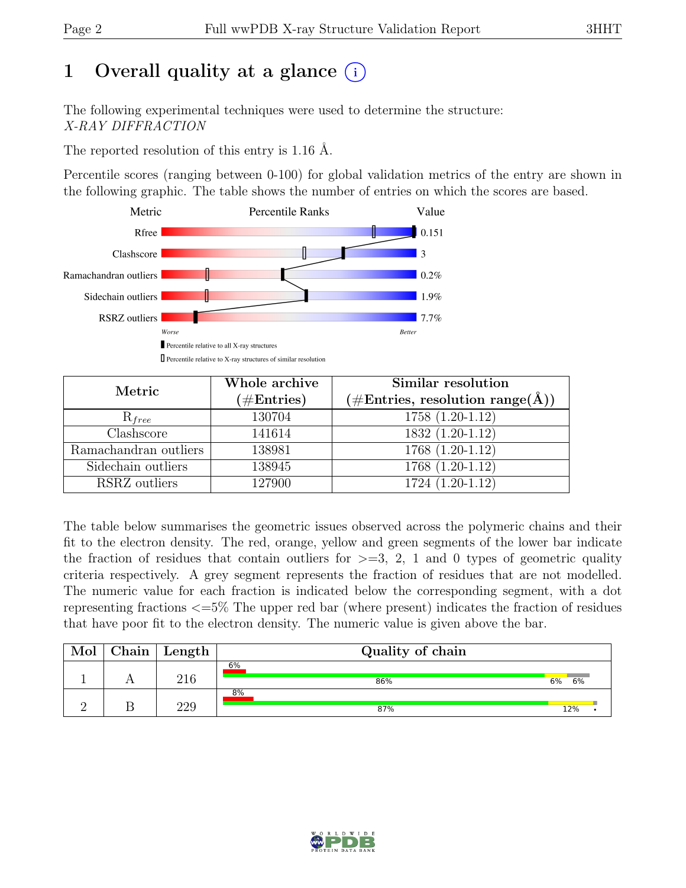# 1 Overall quality at a glance (i)

The following experimental techniques were used to determine the structure:
*X-RAY DIFFRACTION*

The reported resolution of this entry is 1.16 Å.

Percentile scores (ranging between 0-100) for global validation metrics of the entry are shown in the following graphic. The table shows the number of entries on which the scores are based.

| Metric | Value |
|---|---|
| Rfree | 0.151 |
| Clashscore | 3 |
| Ramachandran outliers | 0.2% |
| Sidechain outliers | 1.9% |
| RSRZ outliers | 7.7% |

Worse — Better

▮ Percentile relative to all X-ray structures
▯ Percentile relative to X-ray structures of similar resolution

| Metric | Whole archive (#Entries) | Similar resolution (#Entries, resolution range(Å)) |
|---|---|---|
| $R_{free}$ | 130704 | 1758 (1.20-1.12) |
| Clashscore | 141614 | 1832 (1.20-1.12) |
| Ramachandran outliers | 138981 | 1768 (1.20-1.12) |
| Sidechain outliers | 138945 | 1768 (1.20-1.12) |
| RSRZ outliers | 127900 | 1724 (1.20-1.12) |

The table below summarises the geometric issues observed across the polymeric chains and their fit to the electron density. The red, orange, yellow and green segments of the lower bar indicate the fraction of residues that contain outliers for >=3, 2, 1 and 0 types of geometric quality criteria respectively. A grey segment represents the fraction of residues that are not modelled. The numeric value for each fraction is indicated below the corresponding segment, with a dot representing fractions <=5% The upper red bar (where present) indicates the fraction of residues that have poor fit to the electron density. The numeric value is given above the bar.

| Mol | Chain | Length | Quality of chain |
|---|---|---|---|
| 1 | A | 216 | 6% (poor fit); 86% green, 6% yellow, 6% grey |
| 2 | B | 229 | 8% (poor fit); 87% green, 12% yellow, • grey |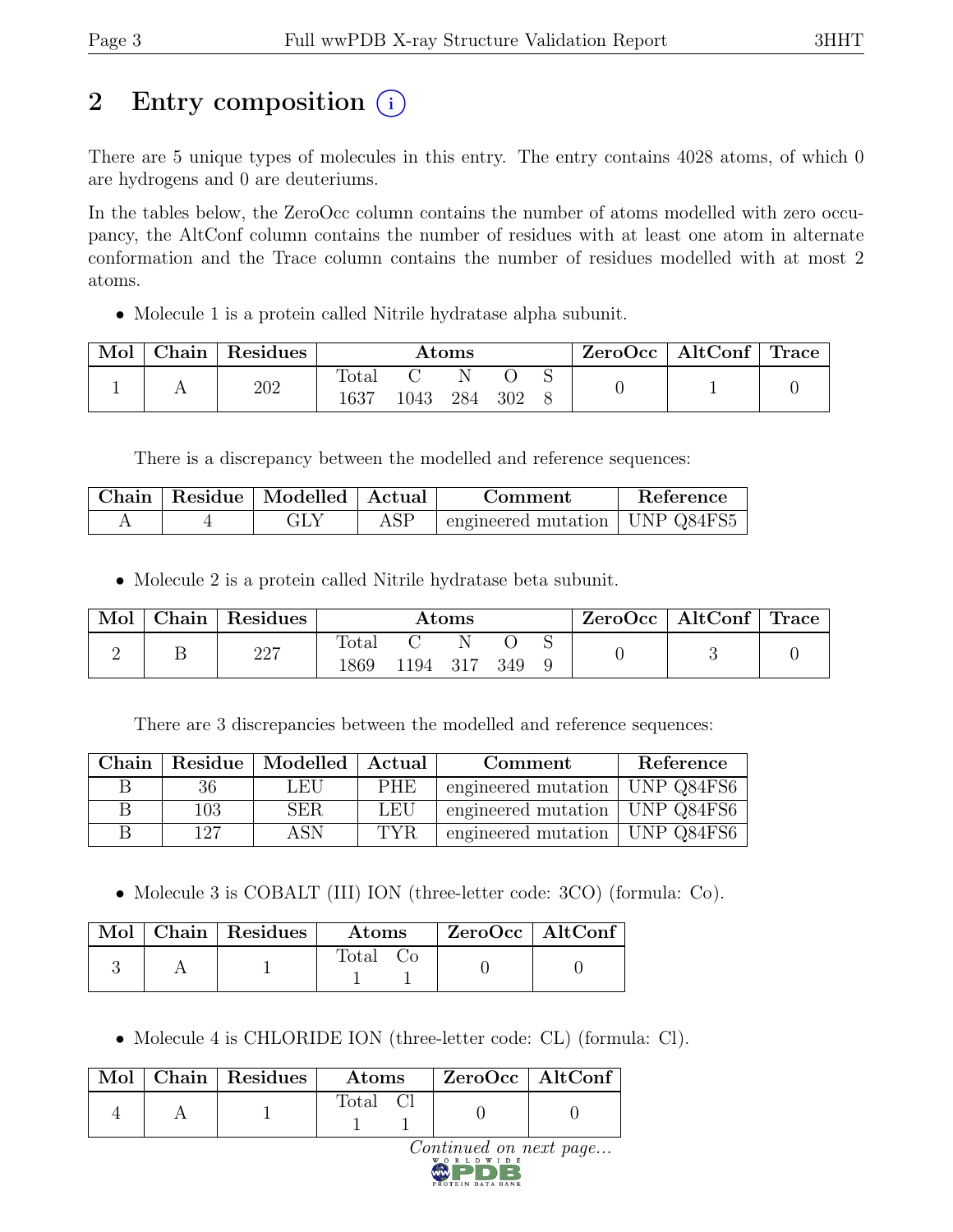# 2 Entry composition (i)

There are 5 unique types of molecules in this entry. The entry contains 4028 atoms, of which 0 are hydrogens and 0 are deuteriums.

In the tables below, the ZeroOcc column contains the number of atoms modelled with zero occupancy, the AltConf column contains the number of residues with at least one atom in alternate conformation and the Trace column contains the number of residues modelled with at most 2 atoms.

- Molecule 1 is a protein called Nitrile hydratase alpha subunit.

| Mol | Chain | Residues | Atoms | | | | | ZeroOcc | AltConf | Trace |
|---|---|---|---|---|---|---|---|---|---|---|
| | | | Total | C | N | O | S | | | |
| 1 | A | 202 | 1637 | 1043 | 284 | 302 | 8 | 0 | 1 | 0 |

There is a discrepancy between the modelled and reference sequences:

| Chain | Residue | Modelled | Actual | Comment | Reference |
|---|---|---|---|---|---|
| A | 4 | GLY | ASP | engineered mutation | UNP Q84FS5 |

- Molecule 2 is a protein called Nitrile hydratase beta subunit.

| Mol | Chain | Residues | Atoms | | | | | ZeroOcc | AltConf | Trace |
|---|---|---|---|---|---|---|---|---|---|---|
| | | | Total | C | N | O | S | | | |
| 2 | B | 227 | 1869 | 1194 | 317 | 349 | 9 | 0 | 3 | 0 |

There are 3 discrepancies between the modelled and reference sequences:

| Chain | Residue | Modelled | Actual | Comment | Reference |
|---|---|---|---|---|---|
| B | 36 | LEU | PHE | engineered mutation | UNP Q84FS6 |
| B | 103 | SER | LEU | engineered mutation | UNP Q84FS6 |
| B | 127 | ASN | TYR | engineered mutation | UNP Q84FS6 |

- Molecule 3 is COBALT (III) ION (three-letter code: 3CO) (formula: Co).

| Mol | Chain | Residues | Atoms | | ZeroOcc | AltConf |
|---|---|---|---|---|---|---|
| | | | Total | Co | | |
| 3 | A | 1 | 1 | 1 | 0 | 0 |

- Molecule 4 is CHLORIDE ION (three-letter code: CL) (formula: Cl).

| Mol | Chain | Residues | Atoms | | ZeroOcc | AltConf |
|---|---|---|---|---|---|---|
| | | | Total | Cl | | |
| 4 | A | 1 | 1 | 1 | 0 | 0 |

*Continued on next page...*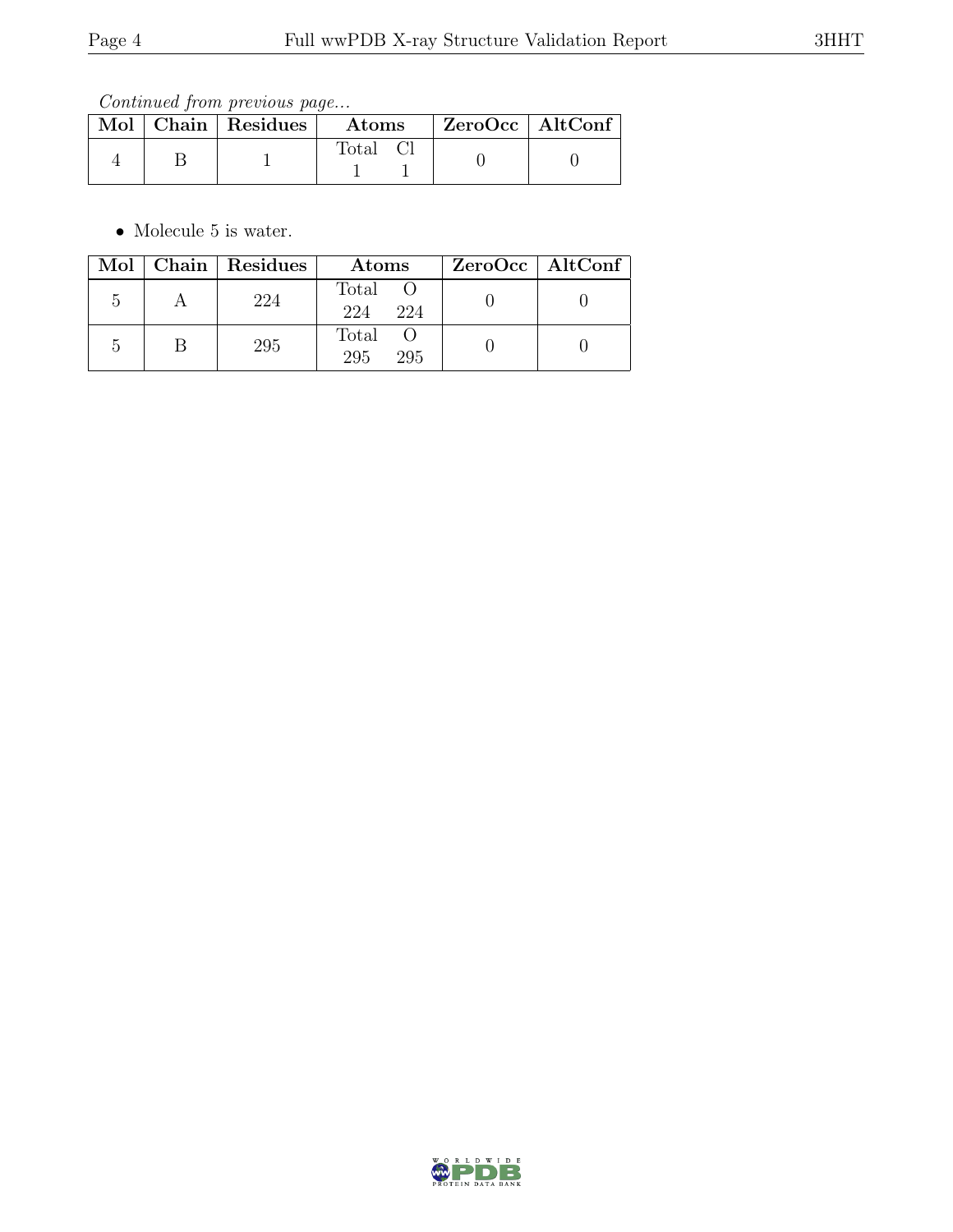*Continued from previous page...*

| Mol | Chain | Residues | Atoms | ZeroOcc | AltConf |
|---|---|---|---|---|---|
| 4 | B | 1 | Total Cl<br>1 1 | 0 | 0 |

- Molecule 5 is water.

| Mol | Chain | Residues | Atoms | ZeroOcc | AltConf |
|---|---|---|---|---|---|
| 5 | A | 224 | Total O<br>224 224 | 0 | 0 |
| 5 | B | 295 | Total O<br>295 295 | 0 | 0 |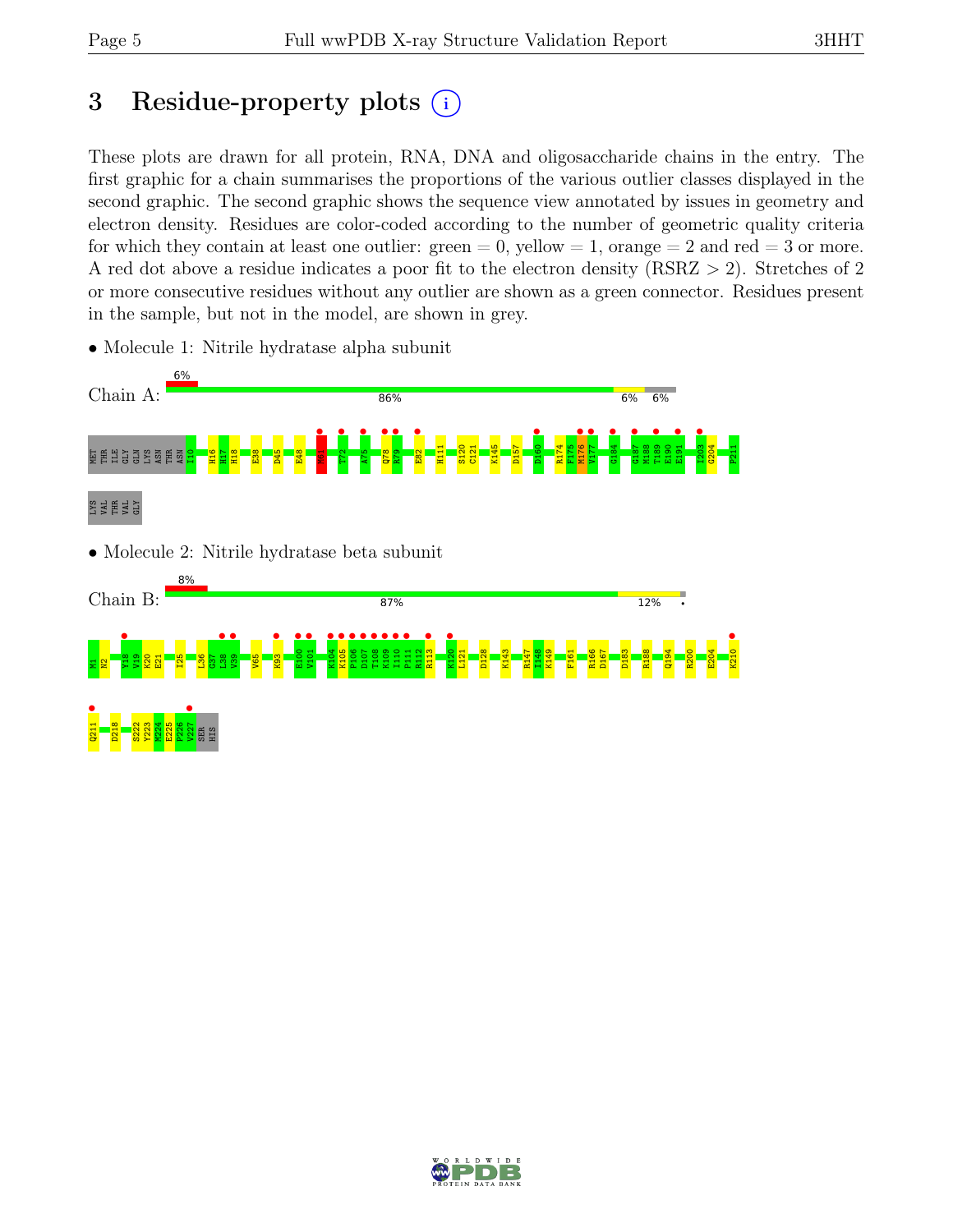# 3 Residue-property plots

These plots are drawn for all protein, RNA, DNA and oligosaccharide chains in the entry. The first graphic for a chain summarises the proportions of the various outlier classes displayed in the second graphic. The second graphic shows the sequence view annotated by issues in geometry and electron density. Residues are color-coded according to the number of geometric quality criteria for which they contain at least one outlier: green = 0, yellow = 1, orange = 2 and red = 3 or more. A red dot above a residue indicates a poor fit to the electron density (RSRZ > 2). Stretches of 2 or more consecutive residues without any outlier are shown as a green connector. Residues present in the sample, but not in the model, are shown in grey.

- Molecule 1: Nitrile hydratase alpha subunit

Chain A: 6% | 86% | 6% | 6%

MET THR ILE GLY GLN LYS ASN THR ASN I10 H16 H17 H18 E38 D45 E48 M61 T72 A75 Q78 R79 E82 H111 S120 C121 K145 D157 D160 R174 F175 M176 V177 G184 G187 M188 T189 E190 E191 L203 G204 P211 LYS VAL THR VAL GLY

- Molecule 2: Nitrile hydratase beta subunit

Chain B: 8% | 87% | 12%

M1 H2 Y18 V19 K20 E21 I25 L36 G37 L38 V39 V65 K93 E100 V101 K104 K105 P106 D107 T108 K109 I110 P111 R112 R113 K120 L121 D128 K143 R147 I148 K149 F161 R166 D167 D183 R188 Q194 R200 E204 K210 Q211 D218 S222 Y223 M224 E225 P226 V227 SER HIS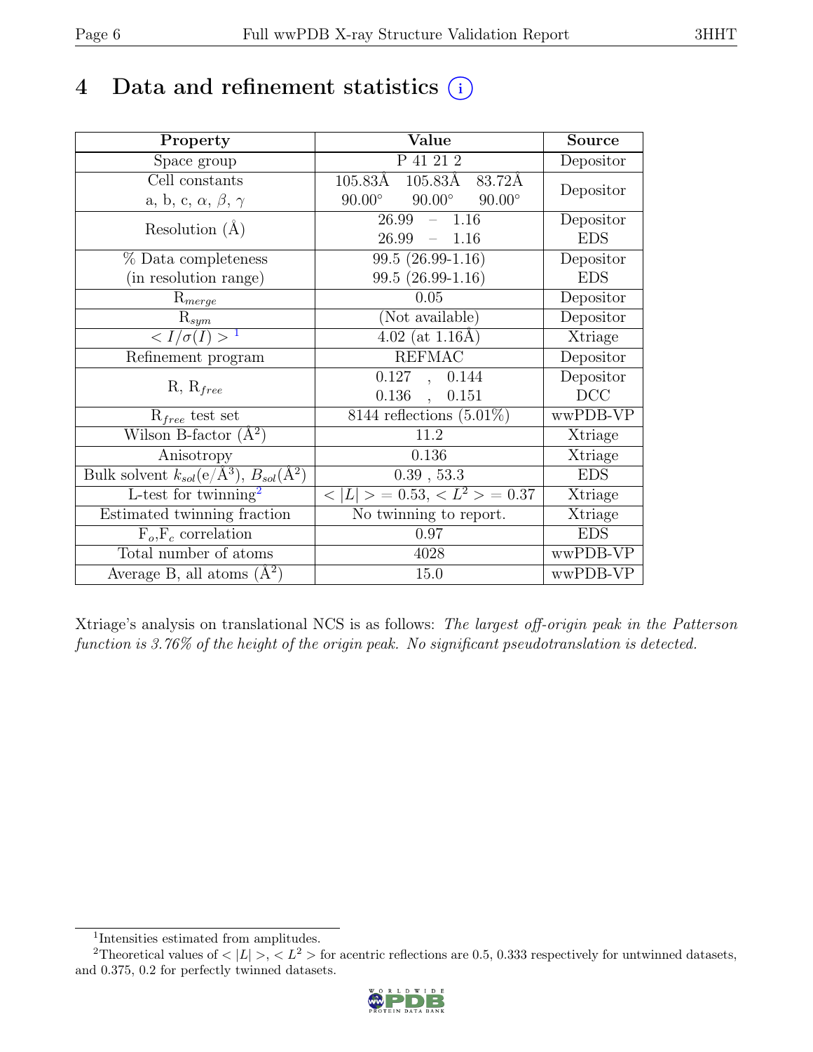# 4 Data and refinement statistics (i)

| Property | Value | Source |
|---|---|---|
| Space group | P 41 21 2 | Depositor |
| Cell constants<br>a, b, c, $\alpha$, $\beta$, $\gamma$ | 105.83Å 105.83Å 83.72Å<br>90.00° 90.00° 90.00° | Depositor |
| Resolution (Å) | 26.99 – 1.16<br>26.99 – 1.16 | Depositor<br>EDS |
| % Data completeness<br>(in resolution range) | 99.5 (26.99-1.16)<br>99.5 (26.99-1.16) | Depositor<br>EDS |
| $R_{merge}$ | 0.05 | Depositor |
| $R_{sym}$ | (Not available) | Depositor |
| $< I/\sigma(I) >$ [1] | 4.02 (at 1.16Å) | Xtriage |
| Refinement program | REFMAC | Depositor |
| R, $R_{free}$ | 0.127 , 0.144<br>0.136 , 0.151 | Depositor<br>DCC |
| $R_{free}$ test set | 8144 reflections (5.01%) | wwPDB-VP |
| Wilson B-factor (Å$^2$) | 11.2 | Xtriage |
| Anisotropy | 0.136 | Xtriage |
| Bulk solvent $k_{sol}$(e/Å$^3$), $B_{sol}$(Å$^2$) | 0.39 , 53.3 | EDS |
| L-test for twinning[2] | $< \|L\| > = 0.53$, $< L^2 > = 0.37$ | Xtriage |
| Estimated twinning fraction | No twinning to report. | Xtriage |
| $F_o$,$F_c$ correlation | 0.97 | EDS |
| Total number of atoms | 4028 | wwPDB-VP |
| Average B, all atoms (Å$^2$) | 15.0 | wwPDB-VP |

Xtriage's analysis on translational NCS is as follows: *The largest off-origin peak in the Patterson function is 3.76% of the height of the origin peak. No significant pseudotranslation is detected.*

[1] Intensities estimated from amplitudes.

[2] Theoretical values of $< |L| >$, $< L^2 >$ for acentric reflections are 0.5, 0.333 respectively for untwinned datasets, and 0.375, 0.2 for perfectly twinned datasets.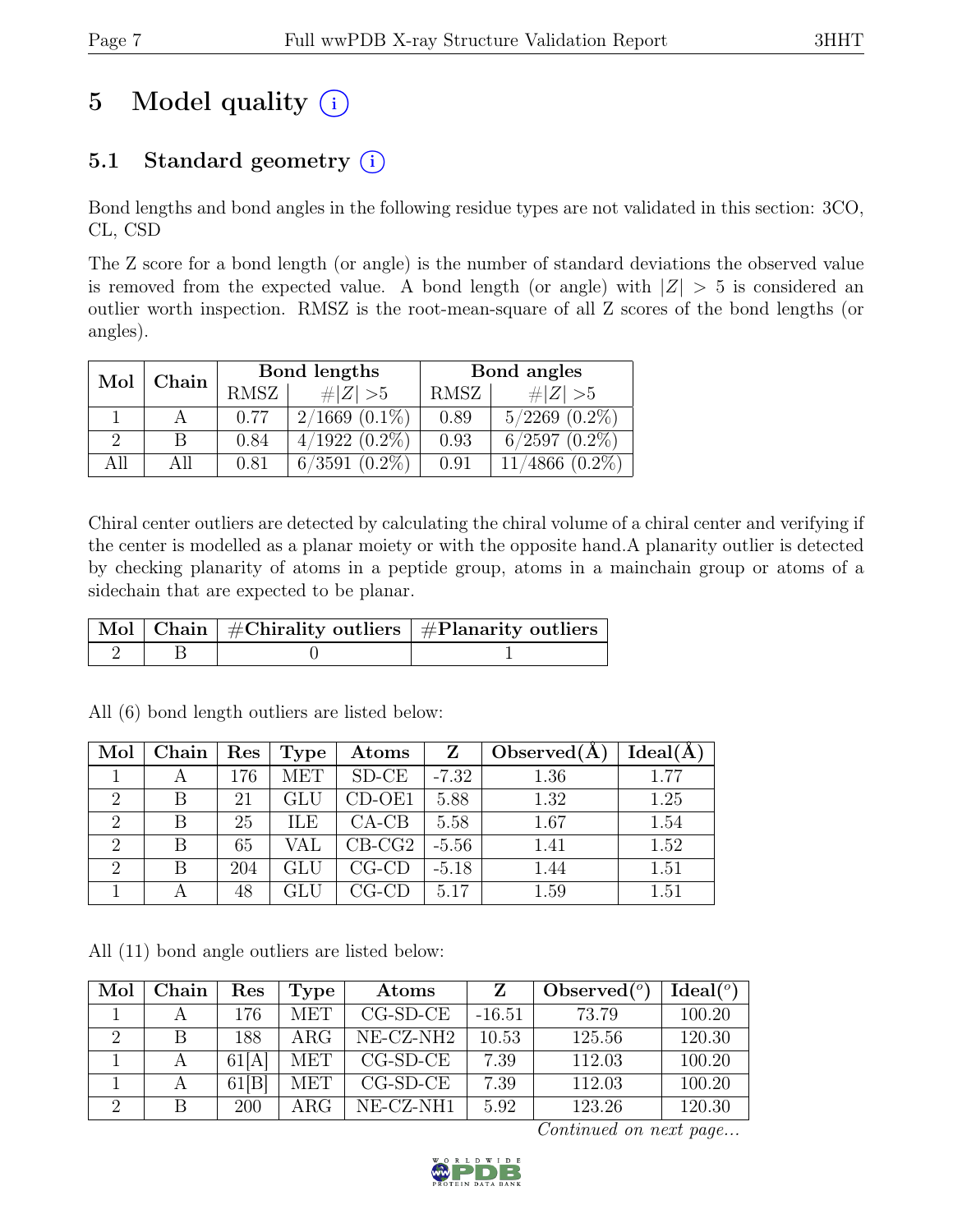# 5 Model quality (i)

## 5.1 Standard geometry (i)

Bond lengths and bond angles in the following residue types are not validated in this section: 3CO, CL, CSD

The Z score for a bond length (or angle) is the number of standard deviations the observed value is removed from the expected value. A bond length (or angle) with $|Z| > 5$ is considered an outlier worth inspection. RMSZ is the root-mean-square of all Z scores of the bond lengths (or angles).

| Mol | Chain | Bond lengths | | Bond angles | |
|---|---|---|---|---|---|
| | | RMSZ | #\|Z\| >5 | RMSZ | #\|Z\| >5 |
| 1 | A | 0.77 | 2/1669 (0.1%) | 0.89 | 5/2269 (0.2%) |
| 2 | B | 0.84 | 4/1922 (0.2%) | 0.93 | 6/2597 (0.2%) |
| All | All | 0.81 | 6/3591 (0.2%) | 0.91 | 11/4866 (0.2%) |

Chiral center outliers are detected by calculating the chiral volume of a chiral center and verifying if the center is modelled as a planar moiety or with the opposite hand.A planarity outlier is detected by checking planarity of atoms in a peptide group, atoms in a mainchain group or atoms of a sidechain that are expected to be planar.

| Mol | Chain | #Chirality outliers | #Planarity outliers |
|---|---|---|---|
| 2 | B | 0 | 1 |

All (6) bond length outliers are listed below:

| Mol | Chain | Res | Type | Atoms | Z | Observed(Å) | Ideal(Å) |
|---|---|---|---|---|---|---|---|
| 1 | A | 176 | MET | SD-CE | -7.32 | 1.36 | 1.77 |
| 2 | B | 21 | GLU | CD-OE1 | 5.88 | 1.32 | 1.25 |
| 2 | B | 25 | ILE | CA-CB | 5.58 | 1.67 | 1.54 |
| 2 | B | 65 | VAL | CB-CG2 | -5.56 | 1.41 | 1.52 |
| 2 | B | 204 | GLU | CG-CD | -5.18 | 1.44 | 1.51 |
| 1 | A | 48 | GLU | CG-CD | 5.17 | 1.59 | 1.51 |

All (11) bond angle outliers are listed below:

| Mol | Chain | Res | Type | Atoms | Z | Observed($^o$) | Ideal($^o$) |
|---|---|---|---|---|---|---|---|
| 1 | A | 176 | MET | CG-SD-CE | -16.51 | 73.79 | 100.20 |
| 2 | B | 188 | ARG | NE-CZ-NH2 | 10.53 | 125.56 | 120.30 |
| 1 | A | 61[A] | MET | CG-SD-CE | 7.39 | 112.03 | 100.20 |
| 1 | A | 61[B] | MET | CG-SD-CE | 7.39 | 112.03 | 100.20 |
| 2 | B | 200 | ARG | NE-CZ-NH1 | 5.92 | 123.26 | 120.30 |

*Continued on next page...*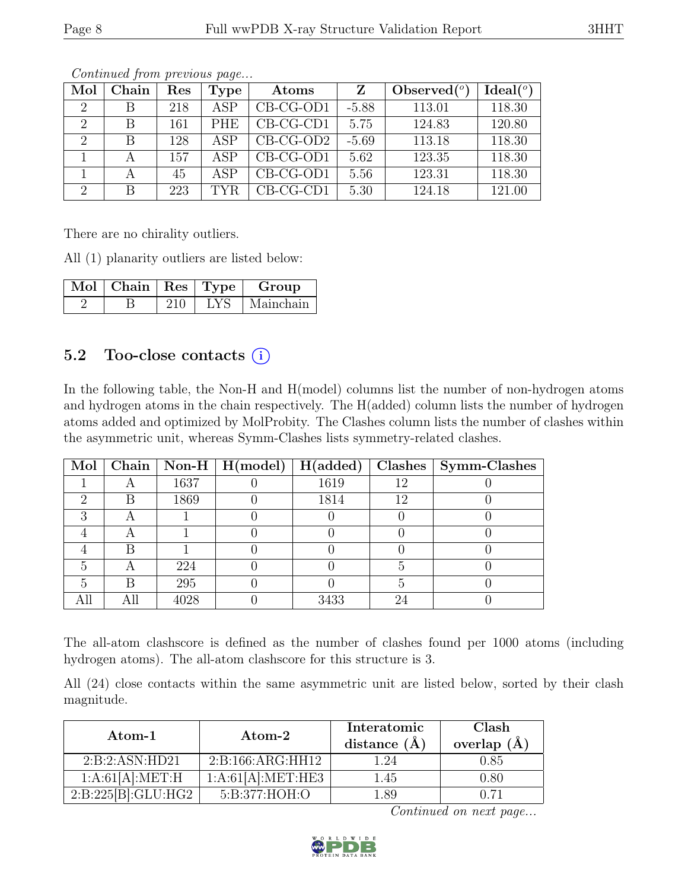*Continued from previous page...*

| Mol | Chain | Res | Type | Atoms | Z | Observed(°) | Ideal(°) |
|---|---|---|---|---|---|---|---|
| 2 | B | 218 | ASP | CB-CG-OD1 | -5.88 | 113.01 | 118.30 |
| 2 | B | 161 | PHE | CB-CG-CD1 | 5.75 | 124.83 | 120.80 |
| 2 | B | 128 | ASP | CB-CG-OD2 | -5.69 | 113.18 | 118.30 |
| 1 | A | 157 | ASP | CB-CG-OD1 | 5.62 | 123.35 | 118.30 |
| 1 | A | 45 | ASP | CB-CG-OD1 | 5.56 | 123.31 | 118.30 |
| 2 | B | 223 | TYR | CB-CG-CD1 | 5.30 | 124.18 | 121.00 |

There are no chirality outliers.

All (1) planarity outliers are listed below:

| Mol | Chain | Res | Type | Group |
|---|---|---|---|---|
| 2 | B | 210 | LYS | Mainchain |

## 5.2 Too-close contacts (i)

In the following table, the Non-H and H(model) columns list the number of non-hydrogen atoms and hydrogen atoms in the chain respectively. The H(added) column lists the number of hydrogen atoms added and optimized by MolProbity. The Clashes column lists the number of clashes within the asymmetric unit, whereas Symm-Clashes lists symmetry-related clashes.

| Mol | Chain | Non-H | H(model) | H(added) | Clashes | Symm-Clashes |
|---|---|---|---|---|---|---|
| 1 | A | 1637 | 0 | 1619 | 12 | 0 |
| 2 | B | 1869 | 0 | 1814 | 12 | 0 |
| 3 | A | 1 | 0 | 0 | 0 | 0 |
| 4 | A | 1 | 0 | 0 | 0 | 0 |
| 4 | B | 1 | 0 | 0 | 0 | 0 |
| 5 | A | 224 | 0 | 0 | 5 | 0 |
| 5 | B | 295 | 0 | 0 | 5 | 0 |
| All | All | 4028 | 0 | 3433 | 24 | 0 |

The all-atom clashscore is defined as the number of clashes found per 1000 atoms (including hydrogen atoms). The all-atom clashscore for this structure is 3.

All (24) close contacts within the same asymmetric unit are listed below, sorted by their clash magnitude.

| Atom-1 | Atom-2 | Interatomic distance (Å) | Clash overlap (Å) |
|---|---|---|---|
| 2:B:2:ASN:HD21 | 2:B:166:ARG:HH12 | 1.24 | 0.85 |
| 1:A:61[A]:MET:H | 1:A:61[A]:MET:HE3 | 1.45 | 0.80 |
| 2:B:225[B]:GLU:HG2 | 5:B:377:HOH:O | 1.89 | 0.71 |

*Continued on next page...*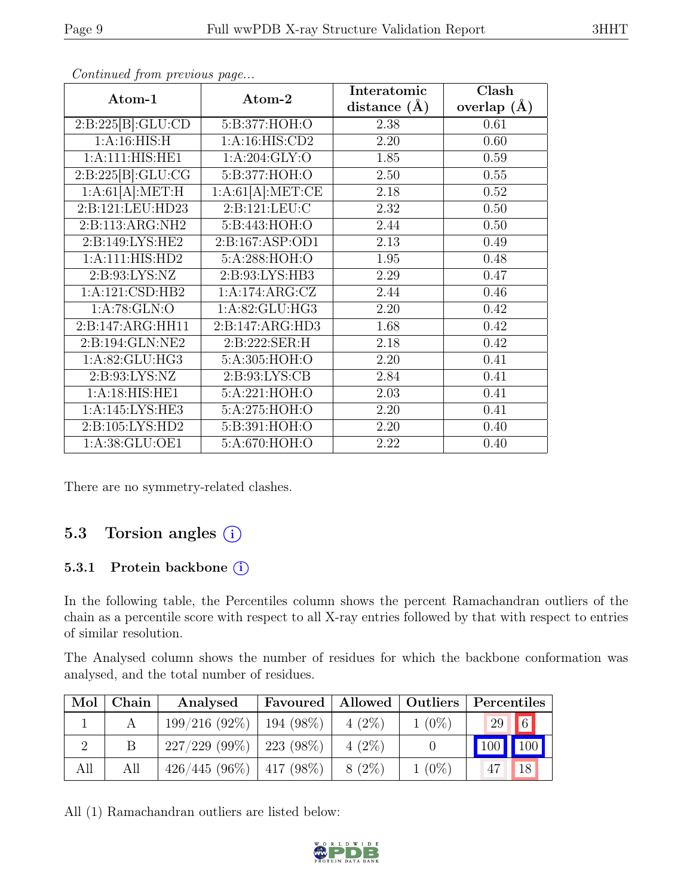*Continued from previous page...*

| Atom-1 | Atom-2 | Interatomic distance (Å) | Clash overlap (Å) |
|---|---|---|---|
| 2:B:225[B]:GLU:CD | 5:B:377:HOH:O | 2.38 | 0.61 |
| 1:A:16:HIS:H | 1:A:16:HIS:CD2 | 2.20 | 0.60 |
| 1:A:111:HIS:HE1 | 1:A:204:GLY:O | 1.85 | 0.59 |
| 2:B:225[B]:GLU:CG | 5:B:377:HOH:O | 2.50 | 0.55 |
| 1:A:61[A]:MET:H | 1:A:61[A]:MET:CE | 2.18 | 0.52 |
| 2:B:121:LEU:HD23 | 2:B:121:LEU:C | 2.32 | 0.50 |
| 2:B:113:ARG:NH2 | 5:B:443:HOH:O | 2.44 | 0.50 |
| 2:B:149:LYS:HE2 | 2:B:167:ASP:OD1 | 2.13 | 0.49 |
| 1:A:111:HIS:HD2 | 5:A:288:HOH:O | 1.95 | 0.48 |
| 2:B:93:LYS:NZ | 2:B:93:LYS:HB3 | 2.29 | 0.47 |
| 1:A:121:CSD:HB2 | 1:A:174:ARG:CZ | 2.44 | 0.46 |
| 1:A:78:GLN:O | 1:A:82:GLU:HG3 | 2.20 | 0.42 |
| 2:B:147:ARG:HH11 | 2:B:147:ARG:HD3 | 1.68 | 0.42 |
| 2:B:194:GLN:NE2 | 2:B:222:SER:H | 2.18 | 0.42 |
| 1:A:82:GLU:HG3 | 5:A:305:HOH:O | 2.20 | 0.41 |
| 2:B:93:LYS:NZ | 2:B:93:LYS:CB | 2.84 | 0.41 |
| 1:A:18:HIS:HE1 | 5:A:221:HOH:O | 2.03 | 0.41 |
| 1:A:145:LYS:HE3 | 5:A:275:HOH:O | 2.20 | 0.41 |
| 2:B:105:LYS:HD2 | 5:B:391:HOH:O | 2.20 | 0.40 |
| 1:A:38:GLU:OE1 | 5:A:670:HOH:O | 2.22 | 0.40 |

There are no symmetry-related clashes.

## 5.3 Torsion angles (i)

### 5.3.1 Protein backbone (i)

In the following table, the Percentiles column shows the percent Ramachandran outliers of the chain as a percentile score with respect to all X-ray entries followed by that with respect to entries of similar resolution.

The Analysed column shows the number of residues for which the backbone conformation was analysed, and the total number of residues.

| Mol | Chain | Analysed | Favoured | Allowed | Outliers | Percentiles | |
|---|---|---|---|---|---|---|---|
| 1 | A | 199/216 (92%) | 194 (98%) | 4 (2%) | 1 (0%) | 29 | 6 |
| 2 | B | 227/229 (99%) | 223 (98%) | 4 (2%) | 0 | 100 | 100 |
| All | All | 426/445 (96%) | 417 (98%) | 8 (2%) | 1 (0%) | 47 | 18 |

All (1) Ramachandran outliers are listed below: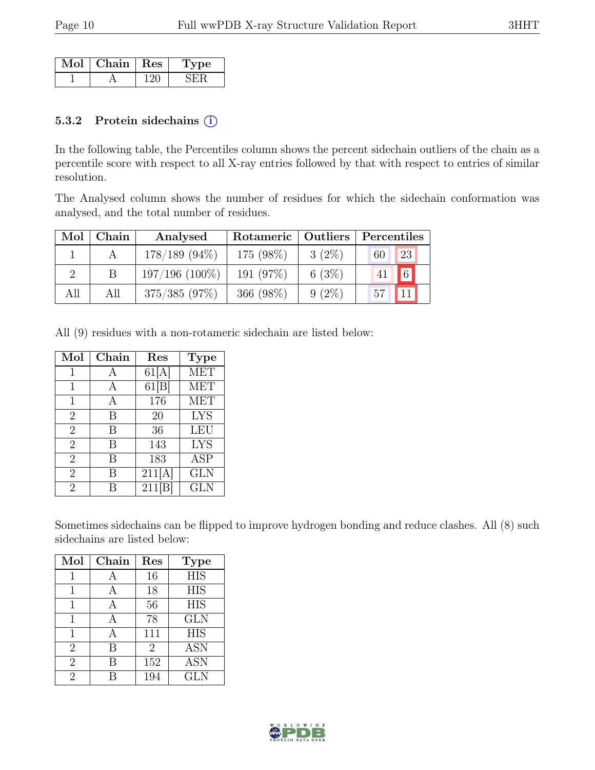| Mol | Chain | Res | Type |
|---|---|---|---|
| 1 | A | 120 | SER |

### 5.3.2 Protein sidechains (i)

In the following table, the Percentiles column shows the percent sidechain outliers of the chain as a percentile score with respect to all X-ray entries followed by that with respect to entries of similar resolution.

The Analysed column shows the number of residues for which the sidechain conformation was analysed, and the total number of residues.

| Mol | Chain | Analysed | Rotameric | Outliers | Percentiles | |
|---|---|---|---|---|---|---|
| 1 | A | 178/189 (94%) | 175 (98%) | 3 (2%) | 60 | 23 |
| 2 | B | 197/196 (100%) | 191 (97%) | 6 (3%) | 41 | 6 |
| All | All | 375/385 (97%) | 366 (98%) | 9 (2%) | 57 | 11 |

All (9) residues with a non-rotameric sidechain are listed below:

| Mol | Chain | Res | Type |
|---|---|---|---|
| 1 | A | 61[A] | MET |
| 1 | A | 61[B] | MET |
| 1 | A | 176 | MET |
| 2 | B | 20 | LYS |
| 2 | B | 36 | LEU |
| 2 | B | 143 | LYS |
| 2 | B | 183 | ASP |
| 2 | B | 211[A] | GLN |
| 2 | B | 211[B] | GLN |

Sometimes sidechains can be flipped to improve hydrogen bonding and reduce clashes. All (8) such sidechains are listed below:

| Mol | Chain | Res | Type |
|---|---|---|---|
| 1 | A | 16 | HIS |
| 1 | A | 18 | HIS |
| 1 | A | 56 | HIS |
| 1 | A | 78 | GLN |
| 1 | A | 111 | HIS |
| 2 | B | 2 | ASN |
| 2 | B | 152 | ASN |
| 2 | B | 194 | GLN |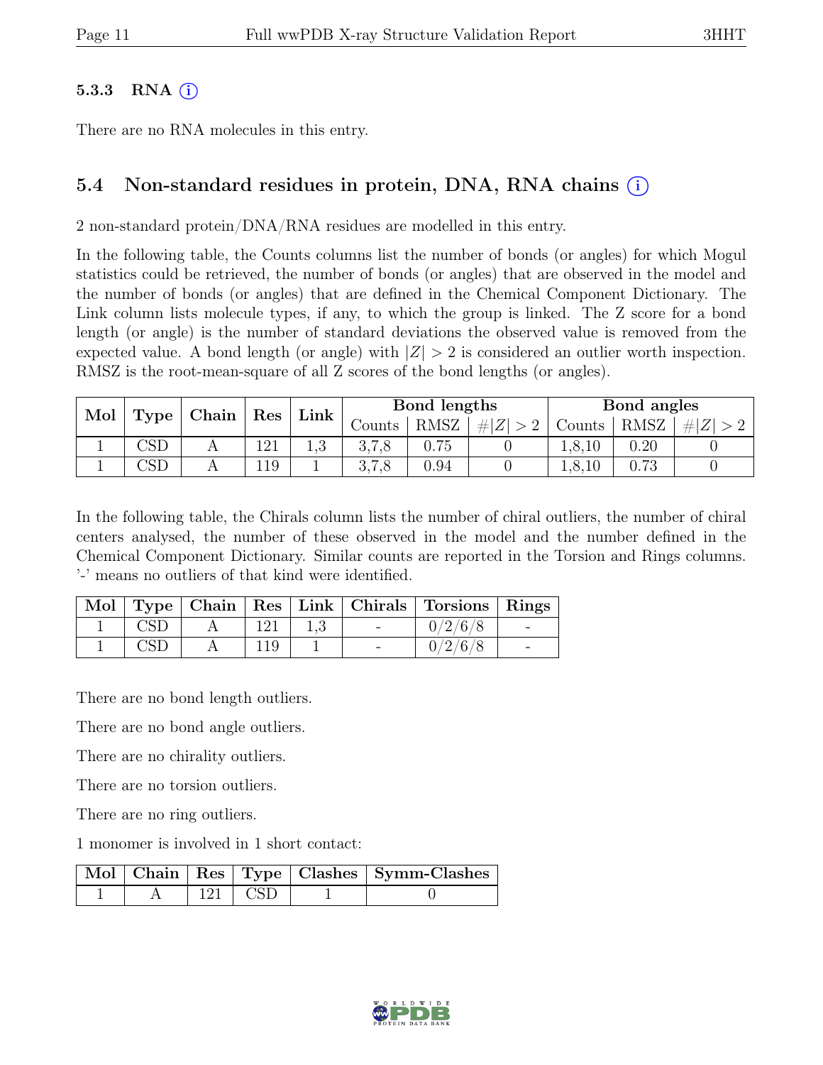### 5.3.3 RNA (i)

There are no RNA molecules in this entry.

## 5.4 Non-standard residues in protein, DNA, RNA chains (i)

2 non-standard protein/DNA/RNA residues are modelled in this entry.

In the following table, the Counts columns list the number of bonds (or angles) for which Mogul statistics could be retrieved, the number of bonds (or angles) that are observed in the model and the number of bonds (or angles) that are defined in the Chemical Component Dictionary. The Link column lists molecule types, if any, to which the group is linked. The Z score for a bond length (or angle) is the number of standard deviations the observed value is removed from the expected value. A bond length (or angle) with $|Z| > 2$ is considered an outlier worth inspection. RMSZ is the root-mean-square of all Z scores of the bond lengths (or angles).

| Mol | Type | Chain | Res | Link | Bond lengths | | | Bond angles | | |
|---|---|---|---|---|---|---|---|---|---|---|
| | | | | | Counts | RMSZ | $\#\|Z\| > 2$ | Counts | RMSZ | $\#\|Z\| > 2$ |
| 1 | CSD | A | 121 | 1,3 | 3,7,8 | 0.75 | 0 | 1,8,10 | 0.20 | 0 |
| 1 | CSD | A | 119 | 1 | 3,7,8 | 0.94 | 0 | 1,8,10 | 0.73 | 0 |

In the following table, the Chirals column lists the number of chiral outliers, the number of chiral centers analysed, the number of these observed in the model and the number defined in the Chemical Component Dictionary. Similar counts are reported in the Torsion and Rings columns. '-' means no outliers of that kind were identified.

| Mol | Type | Chain | Res | Link | Chirals | Torsions | Rings |
|---|---|---|---|---|---|---|---|
| 1 | CSD | A | 121 | 1,3 | - | 0/2/6/8 | - |
| 1 | CSD | A | 119 | 1 | - | 0/2/6/8 | - |

There are no bond length outliers.

There are no bond angle outliers.

There are no chirality outliers.

There are no torsion outliers.

There are no ring outliers.

1 monomer is involved in 1 short contact:

| Mol | Chain | Res | Type | Clashes | Symm-Clashes |
|---|---|---|---|---|---|
| 1 | A | 121 | CSD | 1 | 0 |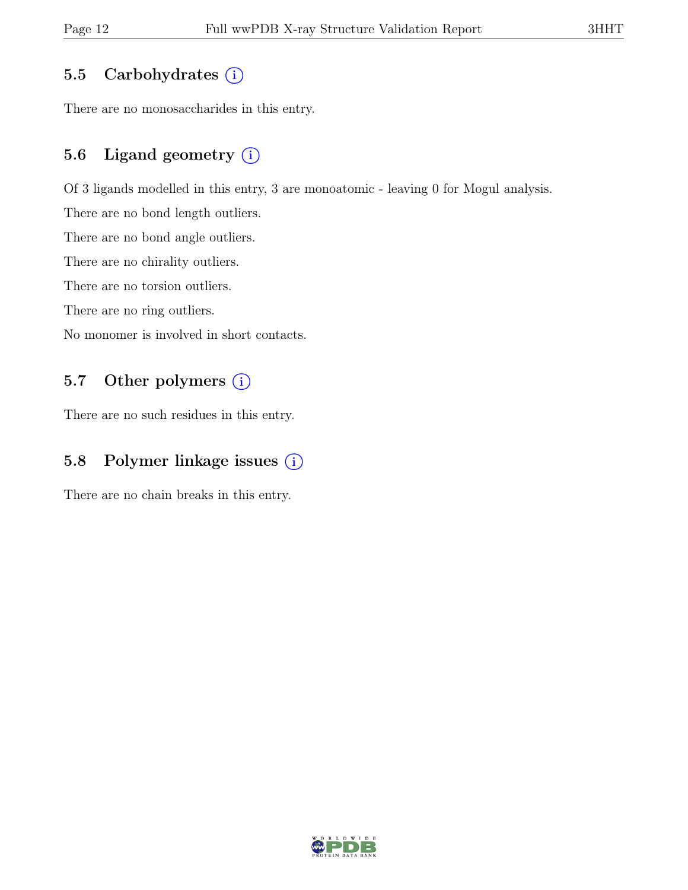### 5.5 Carbohydrates (i)

There are no monosaccharides in this entry.

### 5.6 Ligand geometry (i)

Of 3 ligands modelled in this entry, 3 are monoatomic - leaving 0 for Mogul analysis.

There are no bond length outliers.

There are no bond angle outliers.

There are no chirality outliers.

There are no torsion outliers.

There are no ring outliers.

No monomer is involved in short contacts.

### 5.7 Other polymers (i)

There are no such residues in this entry.

### 5.8 Polymer linkage issues (i)

There are no chain breaks in this entry.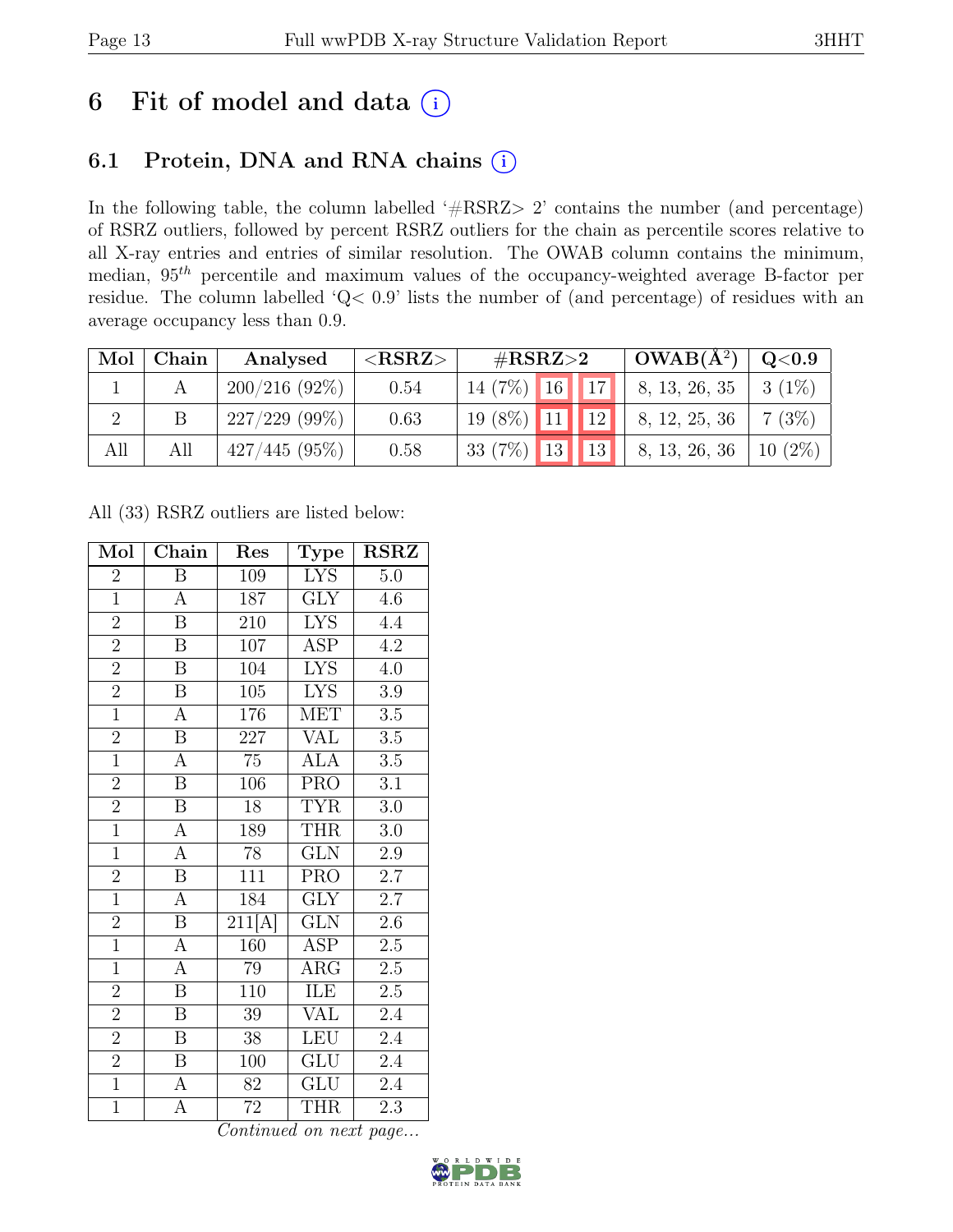# 6 Fit of model and data (i)

## 6.1 Protein, DNA and RNA chains (i)

In the following table, the column labelled '#RSRZ> 2' contains the number (and percentage) of RSRZ outliers, followed by percent RSRZ outliers for the chain as percentile scores relative to all X-ray entries and entries of similar resolution. The OWAB column contains the minimum, median, $95^{th}$ percentile and maximum values of the occupancy-weighted average B-factor per residue. The column labelled 'Q< 0.9' lists the number of (and percentage) of residues with an average occupancy less than 0.9.

| Mol | Chain | Analysed | <RSRZ> | #RSRZ>2 | | | OWAB(Å$^2$) | Q<0.9 |
|---|---|---|---|---|---|---|---|---|
| 1 | A | 200/216 (92%) | 0.54 | 14 (7%) | 16 | 17 | 8, 13, 26, 35 | 3 (1%) |
| 2 | B | 227/229 (99%) | 0.63 | 19 (8%) | 11 | 12 | 8, 12, 25, 36 | 7 (3%) |
| All | All | 427/445 (95%) | 0.58 | 33 (7%) | 13 | 13 | 8, 13, 26, 36 | 10 (2%) |

All (33) RSRZ outliers are listed below:

| Mol | Chain | Res | Type | RSRZ |
|---|---|---|---|---|
| 2 | B | 109 | LYS | 5.0 |
| 1 | A | 187 | GLY | 4.6 |
| 2 | B | 210 | LYS | 4.4 |
| 2 | B | 107 | ASP | 4.2 |
| 2 | B | 104 | LYS | 4.0 |
| 2 | B | 105 | LYS | 3.9 |
| 1 | A | 176 | MET | 3.5 |
| 2 | B | 227 | VAL | 3.5 |
| 1 | A | 75 | ALA | 3.5 |
| 2 | B | 106 | PRO | 3.1 |
| 2 | B | 18 | TYR | 3.0 |
| 1 | A | 189 | THR | 3.0 |
| 1 | A | 78 | GLN | 2.9 |
| 2 | B | 111 | PRO | 2.7 |
| 1 | A | 184 | GLY | 2.7 |
| 2 | B | 211[A] | GLN | 2.6 |
| 1 | A | 160 | ASP | 2.5 |
| 1 | A | 79 | ARG | 2.5 |
| 2 | B | 110 | ILE | 2.5 |
| 2 | B | 39 | VAL | 2.4 |
| 2 | B | 38 | LEU | 2.4 |
| 2 | B | 100 | GLU | 2.4 |
| 1 | A | 82 | GLU | 2.4 |
| 1 | A | 72 | THR | 2.3 |

*Continued on next page...*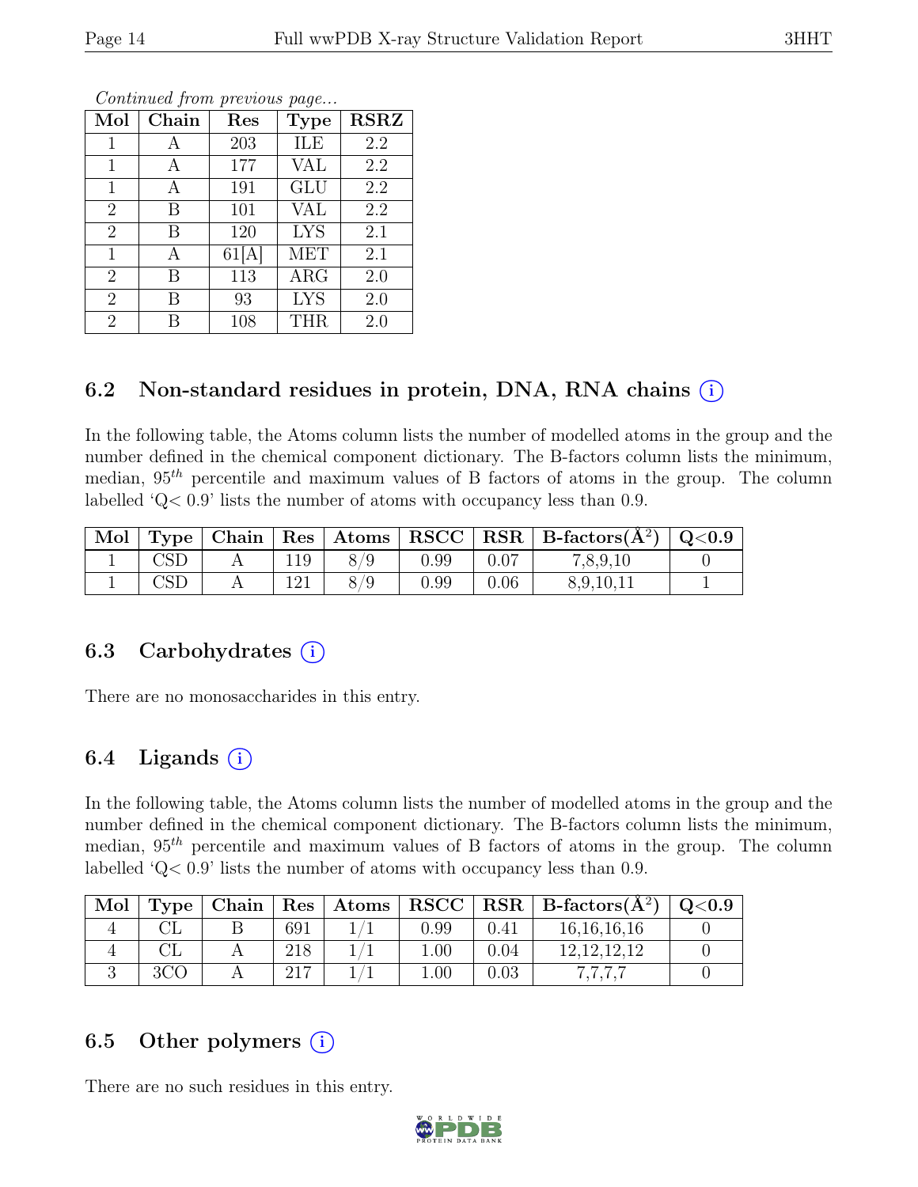*Continued from previous page...*

| Mol | Chain | Res | Type | RSRZ |
|---|---|---|---|---|
| 1 | A | 203 | ILE | 2.2 |
| 1 | A | 177 | VAL | 2.2 |
| 1 | A | 191 | GLU | 2.2 |
| 2 | B | 101 | VAL | 2.2 |
| 2 | B | 120 | LYS | 2.1 |
| 1 | A | 61[A] | MET | 2.1 |
| 2 | B | 113 | ARG | 2.0 |
| 2 | B | 93 | LYS | 2.0 |
| 2 | B | 108 | THR | 2.0 |

## 6.2 Non-standard residues in protein, DNA, RNA chains (i)

In the following table, the Atoms column lists the number of modelled atoms in the group and the number defined in the chemical component dictionary. The B-factors column lists the minimum, median, $95^{th}$ percentile and maximum values of B factors of atoms in the group. The column labelled 'Q< 0.9' lists the number of atoms with occupancy less than 0.9.

| Mol | Type | Chain | Res | Atoms | RSCC | RSR | B-factors(Å$^2$) | Q<0.9 |
|---|---|---|---|---|---|---|---|---|
| 1 | CSD | A | 119 | 8/9 | 0.99 | 0.07 | 7,8,9,10 | 0 |
| 1 | CSD | A | 121 | 8/9 | 0.99 | 0.06 | 8,9,10,11 | 1 |

## 6.3 Carbohydrates (i)

There are no monosaccharides in this entry.

## 6.4 Ligands (i)

In the following table, the Atoms column lists the number of modelled atoms in the group and the number defined in the chemical component dictionary. The B-factors column lists the minimum, median, $95^{th}$ percentile and maximum values of B factors of atoms in the group. The column labelled 'Q< 0.9' lists the number of atoms with occupancy less than 0.9.

| Mol | Type | Chain | Res | Atoms | RSCC | RSR | B-factors(Å$^2$) | Q<0.9 |
|---|---|---|---|---|---|---|---|---|
| 4 | CL | B | 691 | 1/1 | 0.99 | 0.41 | 16,16,16,16 | 0 |
| 4 | CL | A | 218 | 1/1 | 1.00 | 0.04 | 12,12,12,12 | 0 |
| 3 | 3CO | A | 217 | 1/1 | 1.00 | 0.03 | 7,7,7,7 | 0 |

## 6.5 Other polymers (i)

There are no such residues in this entry.